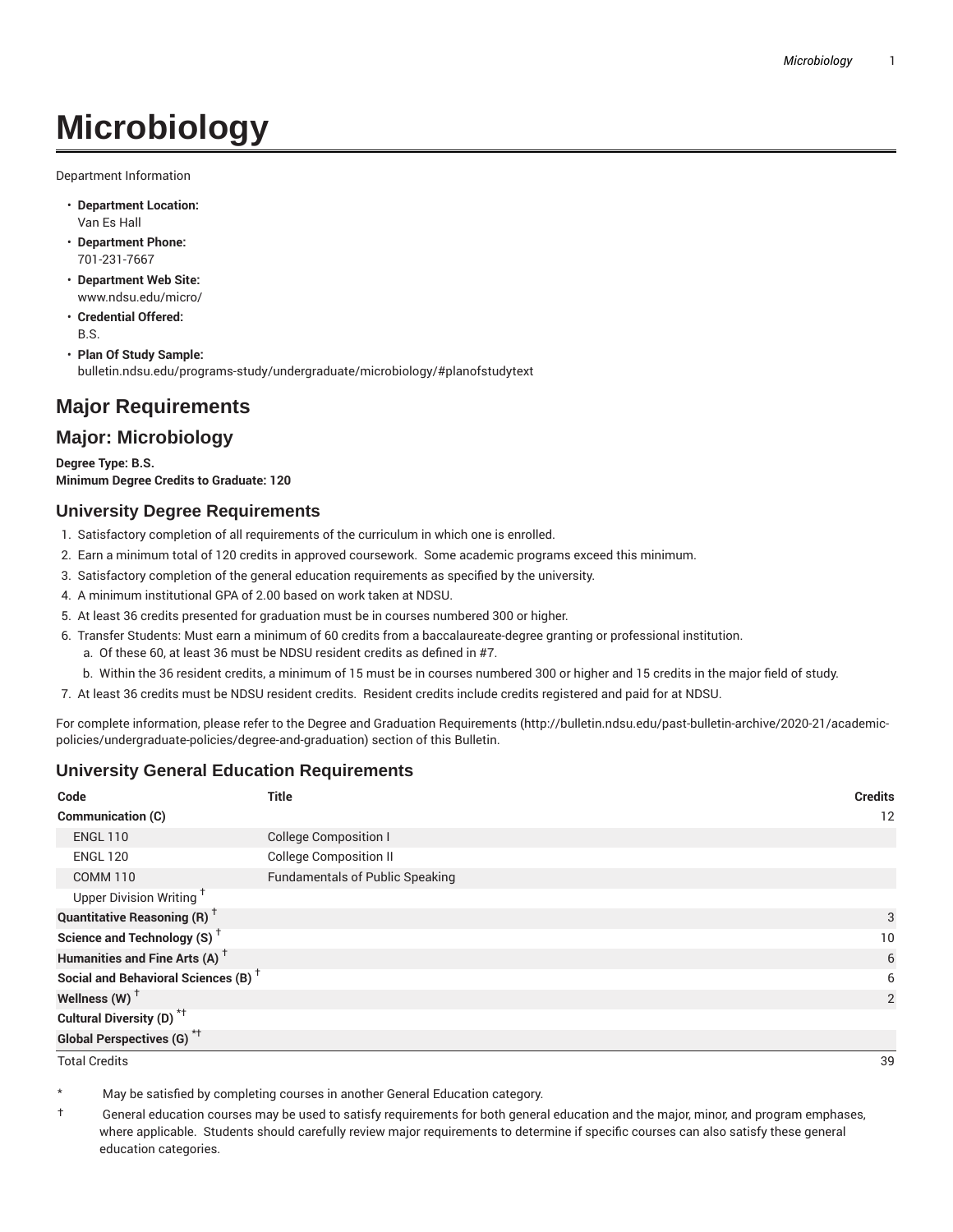# Microbiology

Department Information

- **Department Location:**
  Van Es Hall
- **Department Phone:**
  701-231-7667
- **Department Web Site:**
  www.ndsu.edu/micro/
- **Credential Offered:**
  B.S.
- **Plan Of Study Sample:**
  bulletin.ndsu.edu/programs-study/undergraduate/microbiology/#planofstudytext

## Major Requirements

## Major: Microbiology

**Degree Type: B.S.**
**Minimum Degree Credits to Graduate: 120**

### University Degree Requirements

1. Satisfactory completion of all requirements of the curriculum in which one is enrolled.
2. Earn a minimum total of 120 credits in approved coursework. Some academic programs exceed this minimum.
3. Satisfactory completion of the general education requirements as specified by the university.
4. A minimum institutional GPA of 2.00 based on work taken at NDSU.
5. At least 36 credits presented for graduation must be in courses numbered 300 or higher.
6. Transfer Students: Must earn a minimum of 60 credits from a baccalaureate-degree granting or professional institution.
   a. Of these 60, at least 36 must be NDSU resident credits as defined in #7.
   b. Within the 36 resident credits, a minimum of 15 must be in courses numbered 300 or higher and 15 credits in the major field of study.
7. At least 36 credits must be NDSU resident credits. Resident credits include credits registered and paid for at NDSU.

For complete information, please refer to the Degree and Graduation Requirements (http://bulletin.ndsu.edu/past-bulletin-archive/2020-21/academic-policies/undergraduate-policies/degree-and-graduation) section of this Bulletin.

### University General Education Requirements

| Code | Title | Credits |
|---|---|---|
| **Communication (C)** | | 12 |
| ENGL 110 | College Composition I | |
| ENGL 120 | College Composition II | |
| COMM 110 | Fundamentals of Public Speaking | |
| Upper Division Writing † | | |
| **Quantitative Reasoning (R)** † | | 3 |
| **Science and Technology (S)** † | | 10 |
| **Humanities and Fine Arts (A)** † | | 6 |
| **Social and Behavioral Sciences (B)** † | | 6 |
| **Wellness (W)** † | | 2 |
| **Cultural Diversity (D)** *† | | |
| **Global Perspectives (G)** *† | | |
| Total Credits | | 39 |

\* May be satisfied by completing courses in another General Education category.

† General education courses may be used to satisfy requirements for both general education and the major, minor, and program emphases, where applicable. Students should carefully review major requirements to determine if specific courses can also satisfy these general education categories.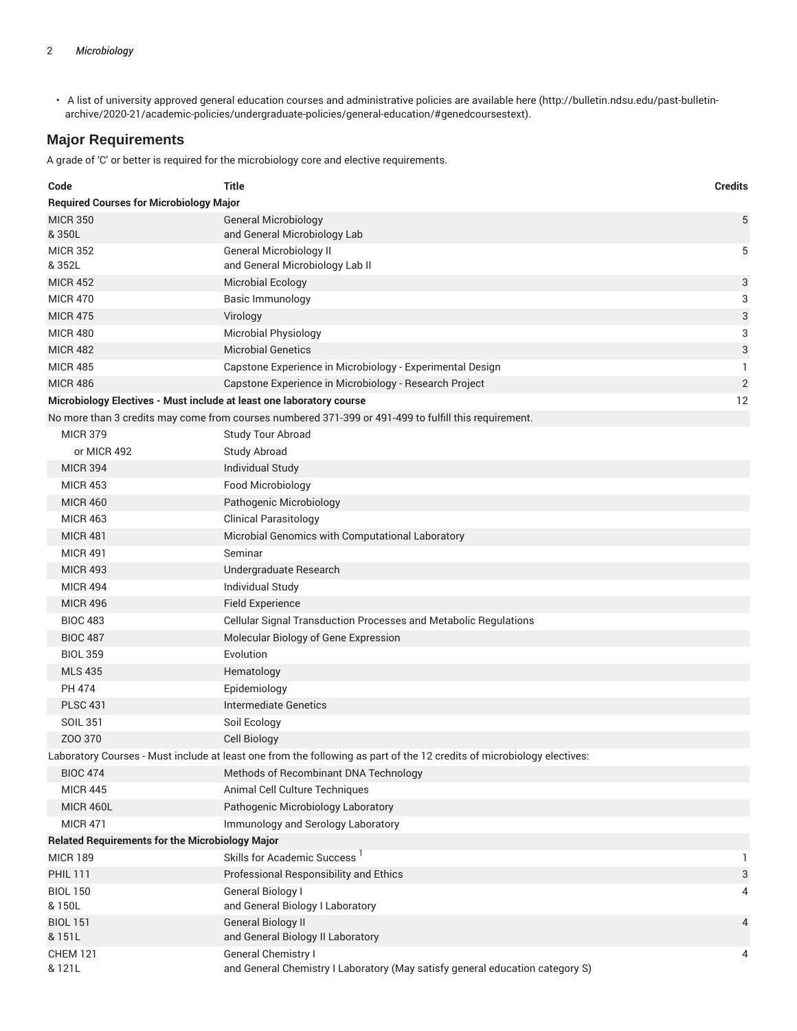- A list of university approved general education courses and administrative policies are available here (http://bulletin.ndsu.edu/past-bulletin-archive/2020-21/academic-policies/undergraduate-policies/general-education/#genedcoursestext).

## Major Requirements

A grade of 'C' or better is required for the microbiology core and elective requirements.

| Code | Title | Credits |
|---|---|---|
| **Required Courses for Microbiology Major** | | |
| MICR 350 & 350L | General Microbiology and General Microbiology Lab | 5 |
| MICR 352 & 352L | General Microbiology II and General Microbiology Lab II | 5 |
| MICR 452 | Microbial Ecology | 3 |
| MICR 470 | Basic Immunology | 3 |
| MICR 475 | Virology | 3 |
| MICR 480 | Microbial Physiology | 3 |
| MICR 482 | Microbial Genetics | 3 |
| MICR 485 | Capstone Experience in Microbiology - Experimental Design | 1 |
| MICR 486 | Capstone Experience in Microbiology - Research Project | 2 |
| **Microbiology Electives - Must include at least one laboratory course** | | 12 |
| No more than 3 credits may come from courses numbered 371-399 or 491-499 to fulfill this requirement. | | |
| MICR 379 | Study Tour Abroad | |
| or MICR 492 | Study Abroad | |
| MICR 394 | Individual Study | |
| MICR 453 | Food Microbiology | |
| MICR 460 | Pathogenic Microbiology | |
| MICR 463 | Clinical Parasitology | |
| MICR 481 | Microbial Genomics with Computational Laboratory | |
| MICR 491 | Seminar | |
| MICR 493 | Undergraduate Research | |
| MICR 494 | Individual Study | |
| MICR 496 | Field Experience | |
| BIOC 483 | Cellular Signal Transduction Processes and Metabolic Regulations | |
| BIOC 487 | Molecular Biology of Gene Expression | |
| BIOL 359 | Evolution | |
| MLS 435 | Hematology | |
| PH 474 | Epidemiology | |
| PLSC 431 | Intermediate Genetics | |
| SOIL 351 | Soil Ecology | |
| ZOO 370 | Cell Biology | |
| Laboratory Courses - Must include at least one from the following as part of the 12 credits of microbiology electives: | | |
| BIOC 474 | Methods of Recombinant DNA Technology | |
| MICR 445 | Animal Cell Culture Techniques | |
| MICR 460L | Pathogenic Microbiology Laboratory | |
| MICR 471 | Immunology and Serology Laboratory | |
| **Related Requirements for the Microbiology Major** | | |
| MICR 189 | Skills for Academic Success [1] | 1 |
| PHIL 111 | Professional Responsibility and Ethics | 3 |
| BIOL 150 & 150L | General Biology I and General Biology I Laboratory | 4 |
| BIOL 151 & 151L | General Biology II and General Biology II Laboratory | 4 |
| CHEM 121 & 121L | General Chemistry I and General Chemistry I Laboratory (May satisfy general education category S) | 4 |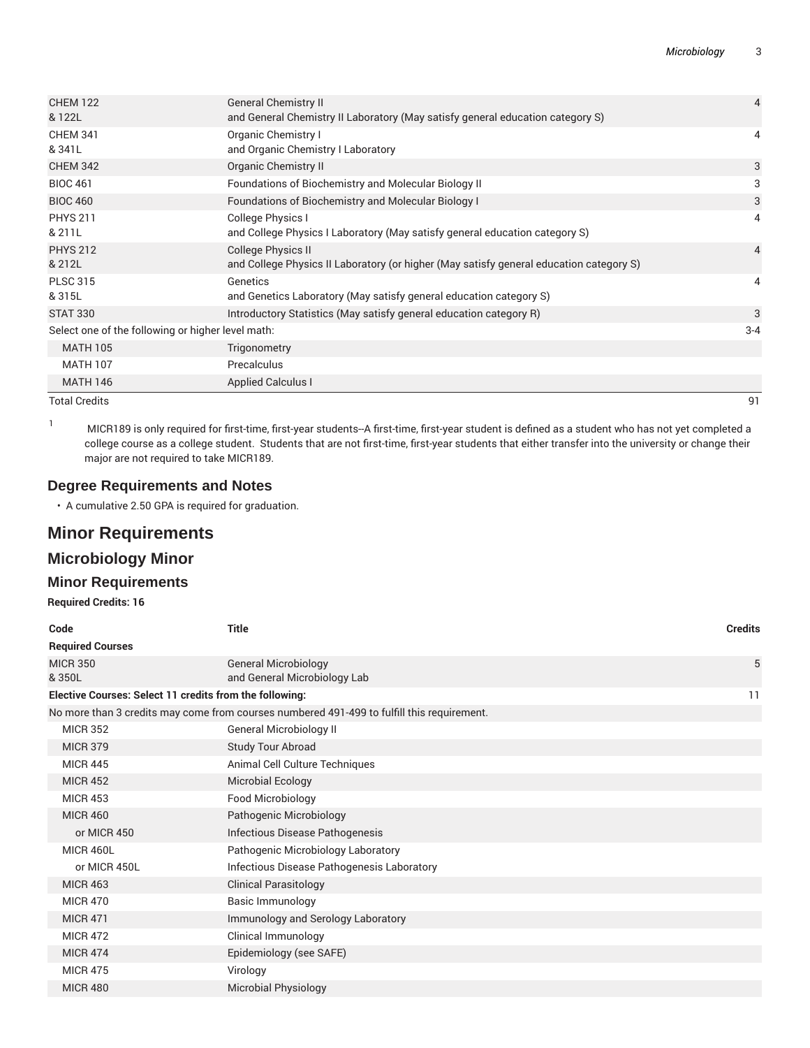| | | |
|---|---|---|
| CHEM 122 & 122L | General Chemistry II and General Chemistry II Laboratory (May satisfy general education category S) | 4 |
| CHEM 341 & 341L | Organic Chemistry I and Organic Chemistry I Laboratory | 4 |
| CHEM 342 | Organic Chemistry II | 3 |
| BIOC 461 | Foundations of Biochemistry and Molecular Biology II | 3 |
| BIOC 460 | Foundations of Biochemistry and Molecular Biology I | 3 |
| PHYS 211 & 211L | College Physics I and College Physics I Laboratory (May satisfy general education category S) | 4 |
| PHYS 212 & 212L | College Physics II and College Physics II Laboratory (or higher (May satisfy general education category S) | 4 |
| PLSC 315 & 315L | Genetics and Genetics Laboratory (May satisfy general education category S) | 4 |
| STAT 330 | Introductory Statistics (May satisfy general education category R) | 3 |
| Select one of the following or higher level math: | | 3-4 |
| MATH 105 | Trigonometry | |
| MATH 107 | Precalculus | |
| MATH 146 | Applied Calculus I | |
| Total Credits | | 91 |

[1] MICR189 is only required for first-time, first-year students--A first-time, first-year student is defined as a student who has not yet completed a college course as a college student. Students that are not first-time, first-year students that either transfer into the university or change their major are not required to take MICR189.

### Degree Requirements and Notes

- A cumulative 2.50 GPA is required for graduation.

## Minor Requirements

### Microbiology Minor

### Minor Requirements

**Required Credits: 16**

| Code | Title | Credits |
|---|---|---|
| **Required Courses** | | |
| MICR 350 & 350L | General Microbiology and General Microbiology Lab | 5 |
| **Elective Courses: Select 11 credits from the following:** | | 11 |
| No more than 3 credits may come from courses numbered 491-499 to fulfill this requirement. | | |
| MICR 352 | General Microbiology II | |
| MICR 379 | Study Tour Abroad | |
| MICR 445 | Animal Cell Culture Techniques | |
| MICR 452 | Microbial Ecology | |
| MICR 453 | Food Microbiology | |
| MICR 460 | Pathogenic Microbiology | |
| or MICR 450 | Infectious Disease Pathogenesis | |
| MICR 460L | Pathogenic Microbiology Laboratory | |
| or MICR 450L | Infectious Disease Pathogenesis Laboratory | |
| MICR 463 | Clinical Parasitology | |
| MICR 470 | Basic Immunology | |
| MICR 471 | Immunology and Serology Laboratory | |
| MICR 472 | Clinical Immunology | |
| MICR 474 | Epidemiology (see SAFE) | |
| MICR 475 | Virology | |
| MICR 480 | Microbial Physiology | |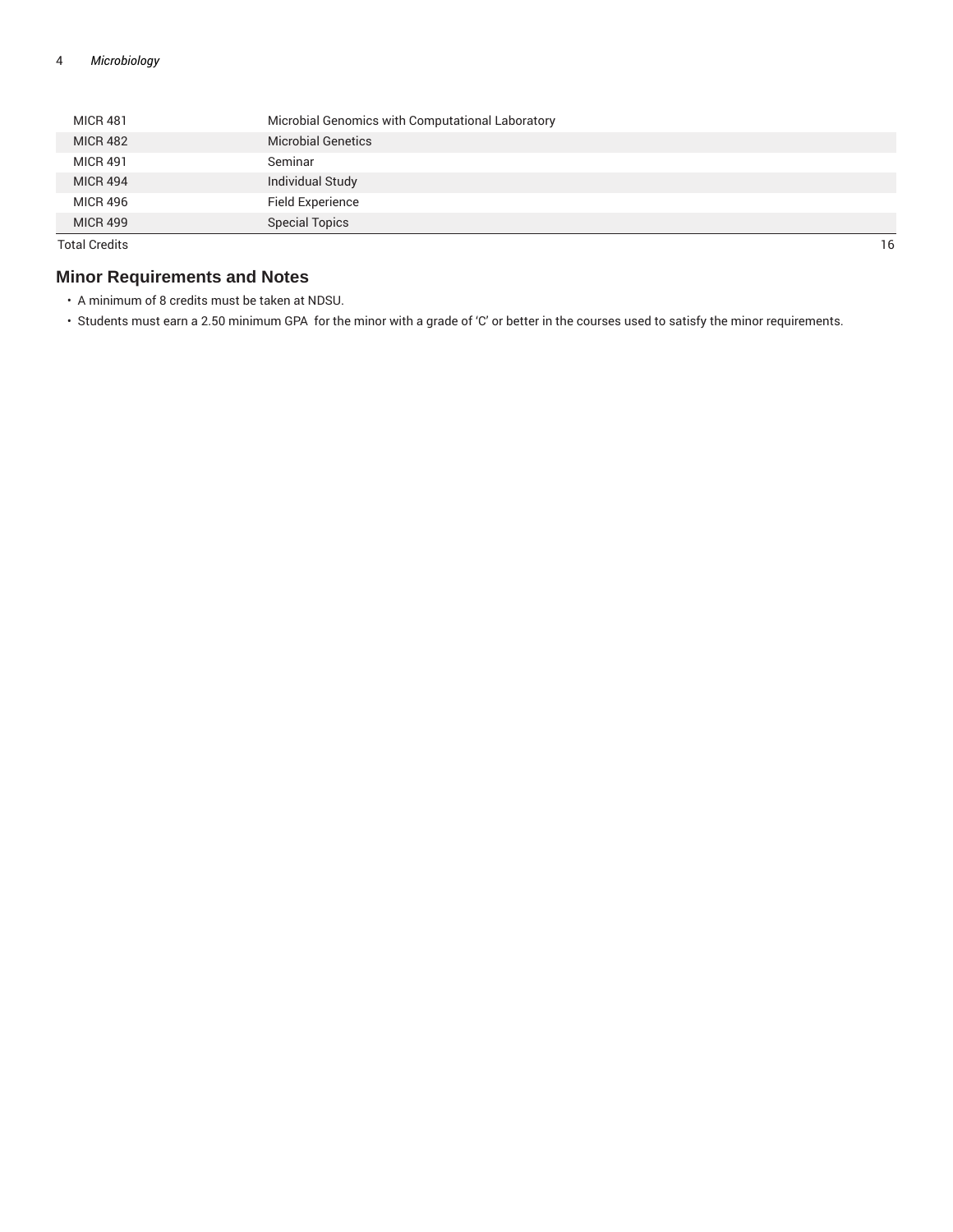| | | |
|---|---|---|
| MICR 481 | Microbial Genomics with Computational Laboratory | |
| MICR 482 | Microbial Genetics | |
| MICR 491 | Seminar | |
| MICR 494 | Individual Study | |
| MICR 496 | Field Experience | |
| MICR 499 | Special Topics | |
| Total Credits | | 16 |

## Minor Requirements and Notes

- A minimum of 8 credits must be taken at NDSU.
- Students must earn a 2.50 minimum GPA for the minor with a grade of 'C' or better in the courses used to satisfy the minor requirements.